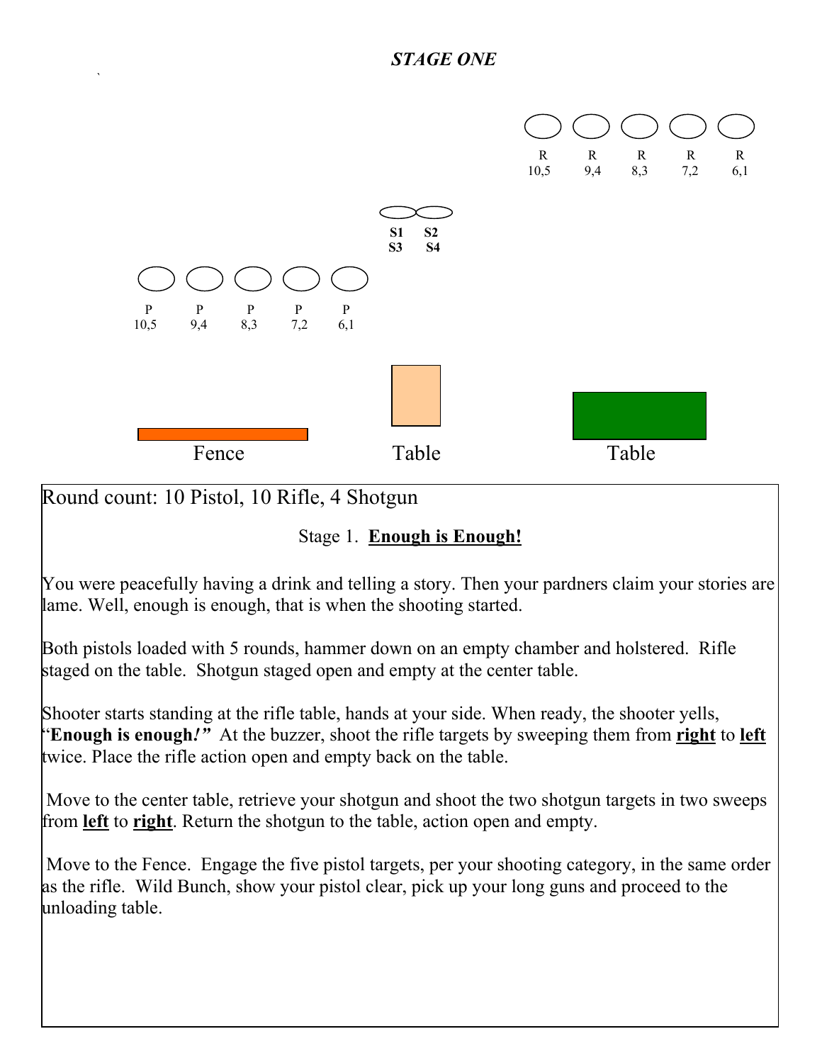## *STAGE ONE*

R R R R R
10,5 9,4 8,3 7,2 6,1

S1 S2
S3 S4

P P P P P
10,5 9,4 8,3 7,2 6,1

Fence Table Table

Round count: 10 Pistol, 10 Rifle, 4 Shotgun

Stage 1. **Enough is Enough!**

You were peacefully having a drink and telling a story. Then your pardners claim your stories are lame. Well, enough is enough, that is when the shooting started.

Both pistols loaded with 5 rounds, hammer down on an empty chamber and holstered. Rifle staged on the table. Shotgun staged open and empty at the center table.

Shooter starts standing at the rifle table, hands at your side. When ready, the shooter yells, "**Enough is enough!**" At the buzzer, shoot the rifle targets by sweeping them from **right** to **left** twice. Place the rifle action open and empty back on the table.

Move to the center table, retrieve your shotgun and shoot the two shotgun targets in two sweeps from **left** to **right**. Return the shotgun to the table, action open and empty.

Move to the Fence. Engage the five pistol targets, per your shooting category, in the same order as the rifle. Wild Bunch, show your pistol clear, pick up your long guns and proceed to the unloading table.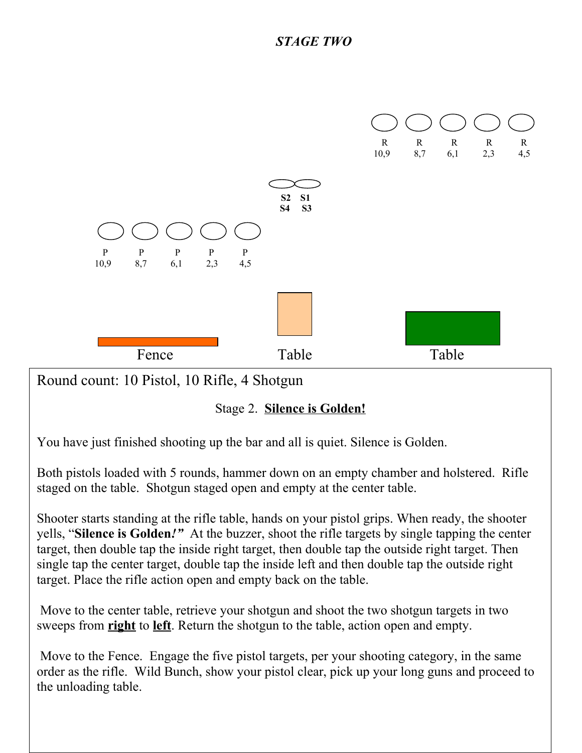# *STAGE TWO*

| R | R | R | R | R |
|---|---|---|---|---|
| 10,9 | 8,7 | 6,1 | 2,3 | 4,5 |

| S2 | S1 |
|---|---|
| S4 | S3 |

| P | P | P | P | P |
|---|---|---|---|---|
| 10,9 | 8,7 | 6,1 | 2,3 | 4,5 |

Fence | Table | Table

Round count: 10 Pistol, 10 Rifle, 4 Shotgun

Stage 2. **Silence is Golden!**

You have just finished shooting up the bar and all is quiet. Silence is Golden.

Both pistols loaded with 5 rounds, hammer down on an empty chamber and holstered. Rifle staged on the table. Shotgun staged open and empty at the center table.

Shooter starts standing at the rifle table, hands on your pistol grips. When ready, the shooter yells, "**Silence is Golden*!*"** At the buzzer, shoot the rifle targets by single tapping the center target, then double tap the inside right target, then double tap the outside right target. Then single tap the center target, double tap the inside left and then double tap the outside right target. Place the rifle action open and empty back on the table.

Move to the center table, retrieve your shotgun and shoot the two shotgun targets in two sweeps from **right** to **left**. Return the shotgun to the table, action open and empty.

Move to the Fence. Engage the five pistol targets, per your shooting category, in the same order as the rifle. Wild Bunch, show your pistol clear, pick up your long guns and proceed to the unloading table.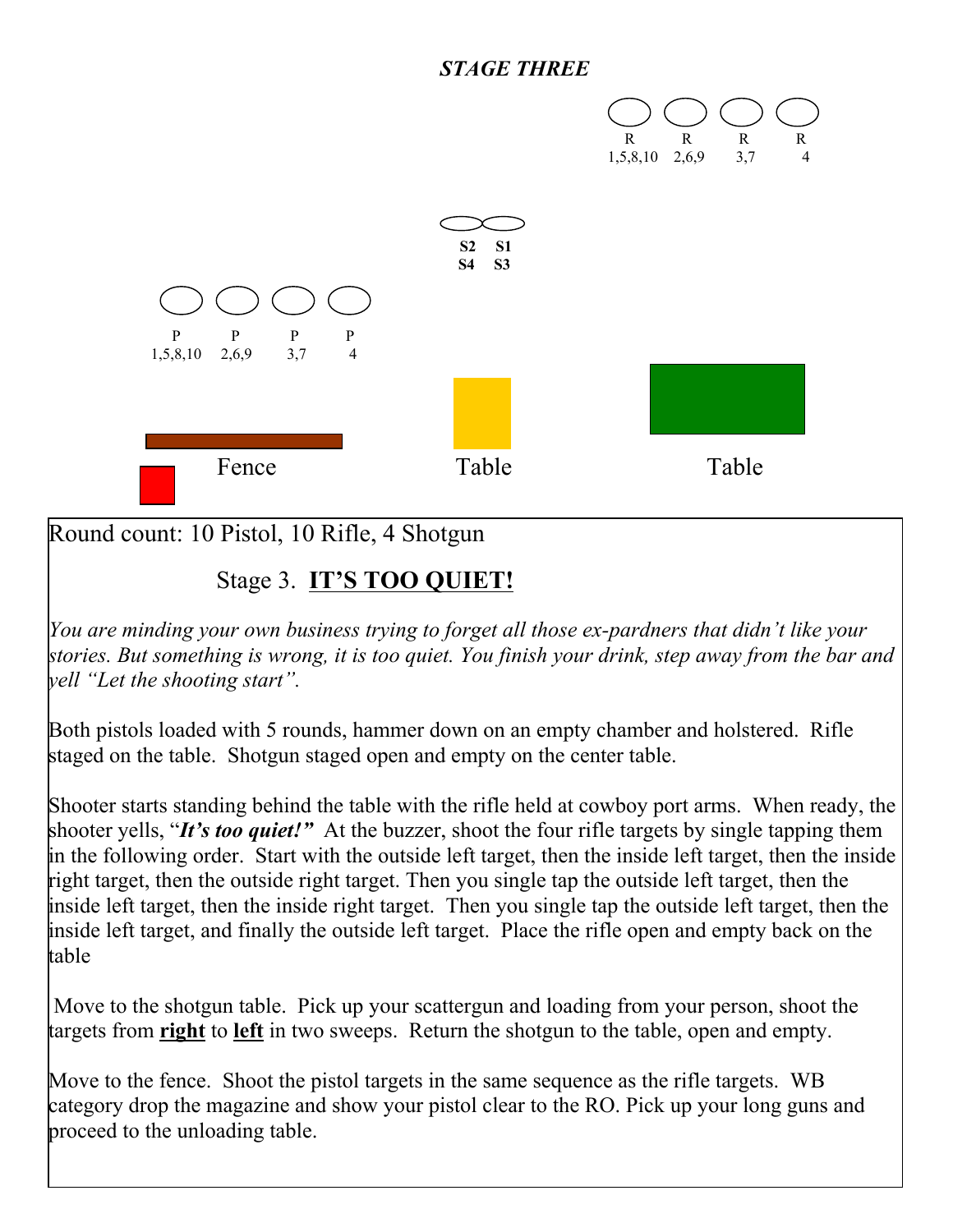*STAGE THREE*

R 1,5,8,10 | R 2,6,9 | R 3,7 | R 4

S2 S1
S4 S3

P 1,5,8,10 | P 2,6,9 | P 3,7 | P 4

Fence | Table | Table

Round count: 10 Pistol, 10 Rifle, 4 Shotgun

## Stage 3. **IT'S TOO QUIET!**

*You are minding your own business trying to forget all those ex-pardners that didn't like your stories. But something is wrong, it is too quiet. You finish your drink, step away from the bar and yell "Let the shooting start".*

Both pistols loaded with 5 rounds, hammer down on an empty chamber and holstered. Rifle staged on the table. Shotgun staged open and empty on the center table.

Shooter starts standing behind the table with the rifle held at cowboy port arms. When ready, the shooter yells, "***It's too quiet!"*** At the buzzer, shoot the four rifle targets by single tapping them in the following order. Start with the outside left target, then the inside left target, then the inside right target, then the outside right target. Then you single tap the outside left target, then the inside left target, then the inside right target. Then you single tap the outside left target, then the inside left target, and finally the outside left target. Place the rifle open and empty back on the table

Move to the shotgun table. Pick up your scattergun and loading from your person, shoot the targets from **right** to **left** in two sweeps. Return the shotgun to the table, open and empty.

Move to the fence. Shoot the pistol targets in the same sequence as the rifle targets. WB category drop the magazine and show your pistol clear to the RO. Pick up your long guns and proceed to the unloading table.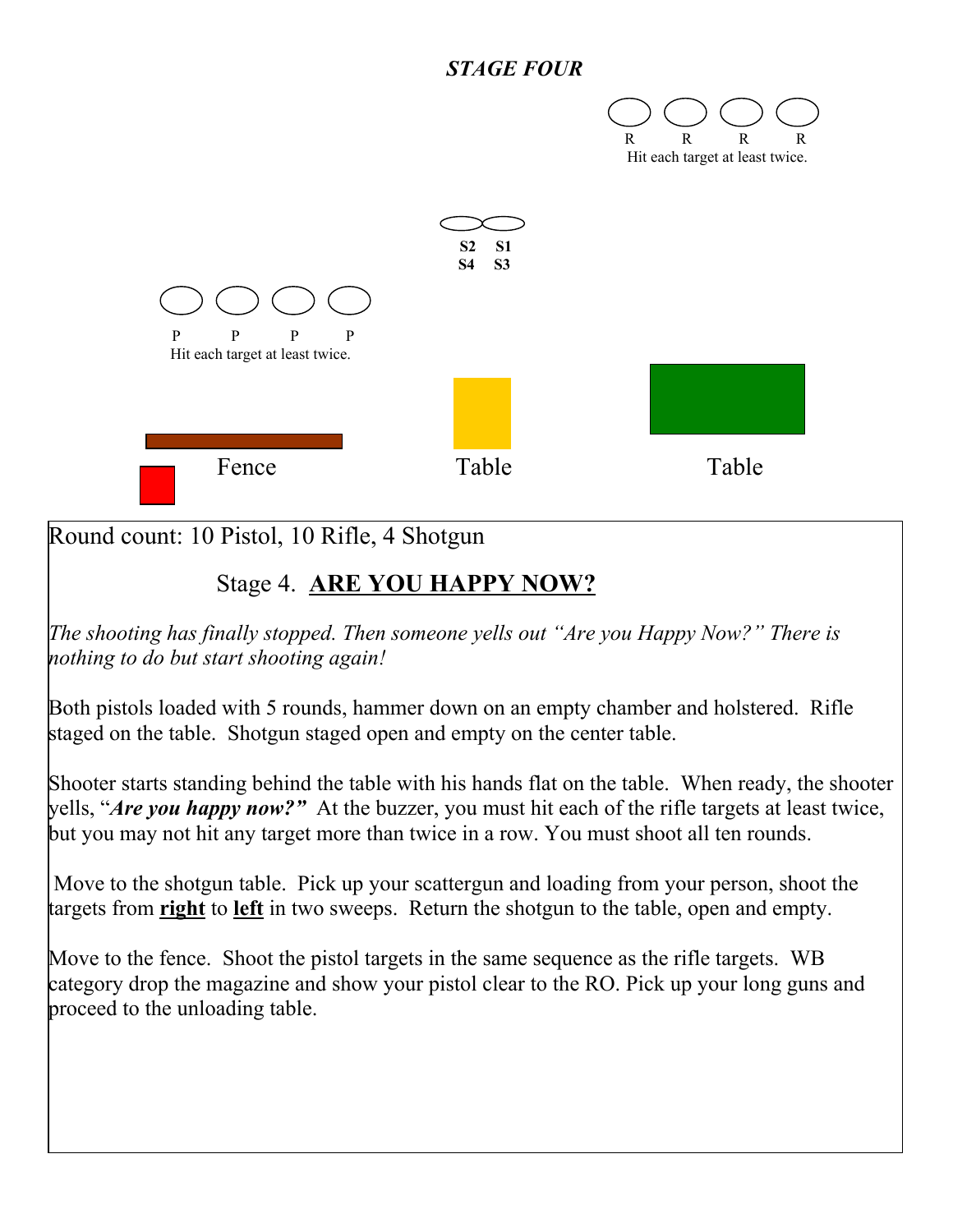## *STAGE FOUR*

R R R R
Hit each target at least twice.

S2 S1
S4 S3

P P P P
Hit each target at least twice.

Fence

Table

Table

Round count: 10 Pistol, 10 Rifle, 4 Shotgun

### Stage 4. <u>**ARE YOU HAPPY NOW?**</u>

*The shooting has finally stopped. Then someone yells out "Are you Happy Now?" There is nothing to do but start shooting again!*

Both pistols loaded with 5 rounds, hammer down on an empty chamber and holstered. Rifle staged on the table. Shotgun staged open and empty on the center table.

Shooter starts standing behind the table with his hands flat on the table. When ready, the shooter yells, "***Are you happy now?"*** At the buzzer, you must hit each of the rifle targets at least twice, but you may not hit any target more than twice in a row. You must shoot all ten rounds.

Move to the shotgun table. Pick up your scattergun and loading from your person, shoot the targets from <u>**right**</u> to <u>**left**</u> in two sweeps. Return the shotgun to the table, open and empty.

Move to the fence. Shoot the pistol targets in the same sequence as the rifle targets. WB category drop the magazine and show your pistol clear to the RO. Pick up your long guns and proceed to the unloading table.